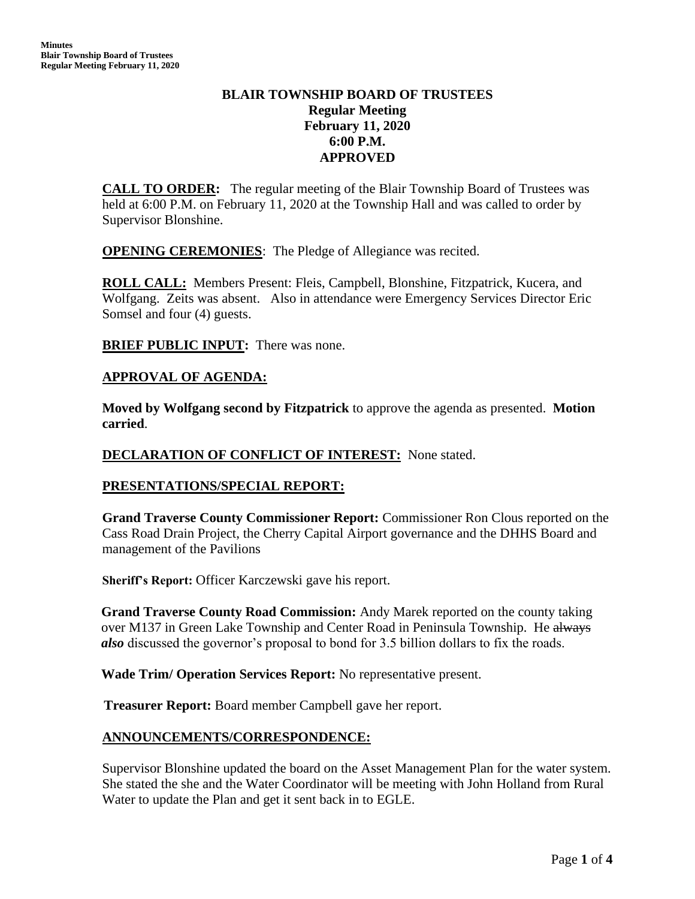# BLAIR TOWNSHIP BOARD OF TRUSTEES
## Regular Meeting
## February 11, 2020
## 6:00 P.M.
## APPROVED

**CALL TO ORDER:** The regular meeting of the Blair Township Board of Trustees was held at 6:00 P.M. on February 11, 2020 at the Township Hall and was called to order by Supervisor Blonshine.

**OPENING CEREMONIES**: The Pledge of Allegiance was recited.

**ROLL CALL:** Members Present: Fleis, Campbell, Blonshine, Fitzpatrick, Kucera, and Wolfgang. Zeits was absent. Also in attendance were Emergency Services Director Eric Somsel and four (4) guests.

**BRIEF PUBLIC INPUT:** There was none.

**APPROVAL OF AGENDA:**

**Moved by Wolfgang second by Fitzpatrick** to approve the agenda as presented. **Motion carried**.

**DECLARATION OF CONFLICT OF INTEREST:** None stated.

**PRESENTATIONS/SPECIAL REPORT:**

**Grand Traverse County Commissioner Report:** Commissioner Ron Clous reported on the Cass Road Drain Project, the Cherry Capital Airport governance and the DHHS Board and management of the Pavilions

**Sheriff's Report:** Officer Karczewski gave his report.

**Grand Traverse County Road Commission:** Andy Marek reported on the county taking over M137 in Green Lake Township and Center Road in Peninsula Township. He ~~always~~ ***also*** discussed the governor's proposal to bond for 3.5 billion dollars to fix the roads.

**Wade Trim/ Operation Services Report:** No representative present.

**Treasurer Report:** Board member Campbell gave her report.

**ANNOUNCEMENTS/CORRESPONDENCE:**

Supervisor Blonshine updated the board on the Asset Management Plan for the water system. She stated the she and the Water Coordinator will be meeting with John Holland from Rural Water to update the Plan and get it sent back in to EGLE.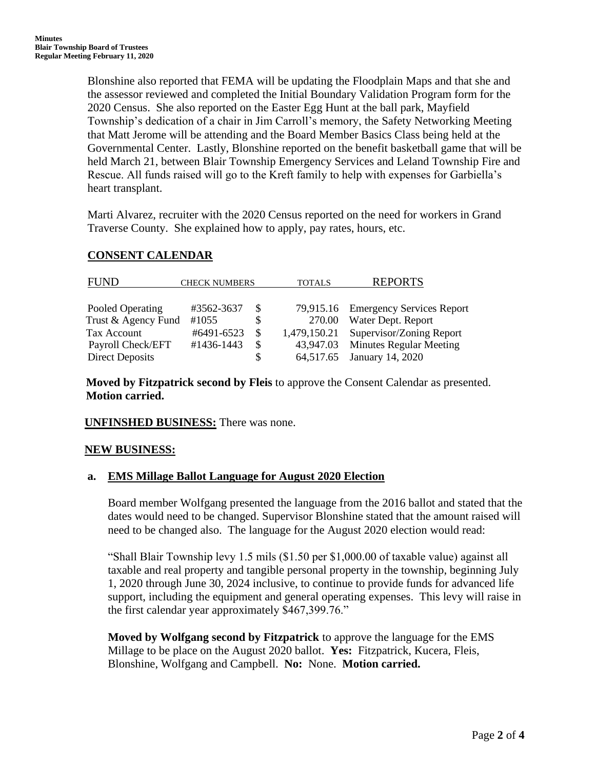Blonshine also reported that FEMA will be updating the Floodplain Maps and that she and the assessor reviewed and completed the Initial Boundary Validation Program form for the 2020 Census. She also reported on the Easter Egg Hunt at the ball park, Mayfield Township's dedication of a chair in Jim Carroll's memory, the Safety Networking Meeting that Matt Jerome will be attending and the Board Member Basics Class being held at the Governmental Center. Lastly, Blonshine reported on the benefit basketball game that will be held March 21, between Blair Township Emergency Services and Leland Township Fire and Rescue. All funds raised will go to the Kreft family to help with expenses for Garbiella's heart transplant.

Marti Alvarez, recruiter with the 2020 Census reported on the need for workers in Grand Traverse County. She explained how to apply, pay rates, hours, etc.

## CONSENT CALENDAR

| FUND | CHECK NUMBERS | | TOTALS | REPORTS |
|---|---|---|---|---|
| Pooled Operating | #3562-3637 | $ | 79,915.16 | Emergency Services Report |
| Trust & Agency Fund | #1055 | $ | 270.00 | Water Dept. Report |
| Tax Account | #6491-6523 | $ | 1,479,150.21 | Supervisor/Zoning Report |
| Payroll Check/EFT | #1436-1443 | $ | 43,947.03 | Minutes Regular Meeting |
| Direct Deposits | | $ | 64,517.65 | January 14, 2020 |

**Moved by Fitzpatrick second by Fleis** to approve the Consent Calendar as presented. **Motion carried.**

**UNFINSHED BUSINESS:** There was none.

**NEW BUSINESS:**

**a. EMS Millage Ballot Language for August 2020 Election**

Board member Wolfgang presented the language from the 2016 ballot and stated that the dates would need to be changed. Supervisor Blonshine stated that the amount raised will need to be changed also. The language for the August 2020 election would read:

"Shall Blair Township levy 1.5 mils ($1.50 per $1,000.00 of taxable value) against all taxable and real property and tangible personal property in the township, beginning July 1, 2020 through June 30, 2024 inclusive, to continue to provide funds for advanced life support, including the equipment and general operating expenses. This levy will raise in the first calendar year approximately $467,399.76."

**Moved by Wolfgang second by Fitzpatrick** to approve the language for the EMS Millage to be place on the August 2020 ballot. **Yes:** Fitzpatrick, Kucera, Fleis, Blonshine, Wolfgang and Campbell. **No:** None. **Motion carried.**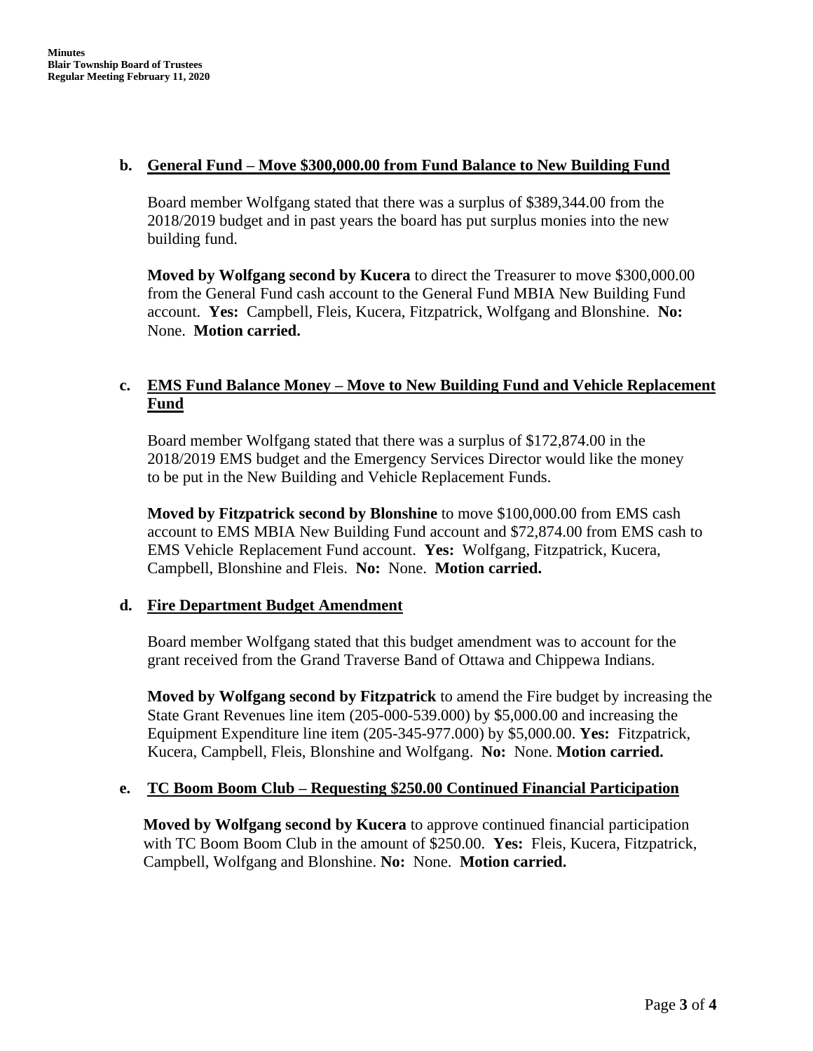**b. General Fund – Move $300,000.00 from Fund Balance to New Building Fund**

Board member Wolfgang stated that there was a surplus of $389,344.00 from the 2018/2019 budget and in past years the board has put surplus monies into the new building fund.

**Moved by Wolfgang second by Kucera** to direct the Treasurer to move $300,000.00 from the General Fund cash account to the General Fund MBIA New Building Fund account. **Yes:** Campbell, Fleis, Kucera, Fitzpatrick, Wolfgang and Blonshine. **No:** None. **Motion carried.**

**c. EMS Fund Balance Money – Move to New Building Fund and Vehicle Replacement Fund**

Board member Wolfgang stated that there was a surplus of $172,874.00 in the 2018/2019 EMS budget and the Emergency Services Director would like the money to be put in the New Building and Vehicle Replacement Funds.

**Moved by Fitzpatrick second by Blonshine** to move $100,000.00 from EMS cash account to EMS MBIA New Building Fund account and $72,874.00 from EMS cash to EMS Vehicle Replacement Fund account. **Yes:** Wolfgang, Fitzpatrick, Kucera, Campbell, Blonshine and Fleis. **No:** None. **Motion carried.**

**d. Fire Department Budget Amendment**

Board member Wolfgang stated that this budget amendment was to account for the grant received from the Grand Traverse Band of Ottawa and Chippewa Indians.

**Moved by Wolfgang second by Fitzpatrick** to amend the Fire budget by increasing the State Grant Revenues line item (205-000-539.000) by $5,000.00 and increasing the Equipment Expenditure line item (205-345-977.000) by $5,000.00. **Yes:** Fitzpatrick, Kucera, Campbell, Fleis, Blonshine and Wolfgang. **No:** None. **Motion carried.**

**e. TC Boom Boom Club – Requesting $250.00 Continued Financial Participation**

**Moved by Wolfgang second by Kucera** to approve continued financial participation with TC Boom Boom Club in the amount of $250.00. **Yes:** Fleis, Kucera, Fitzpatrick, Campbell, Wolfgang and Blonshine. **No:** None. **Motion carried.**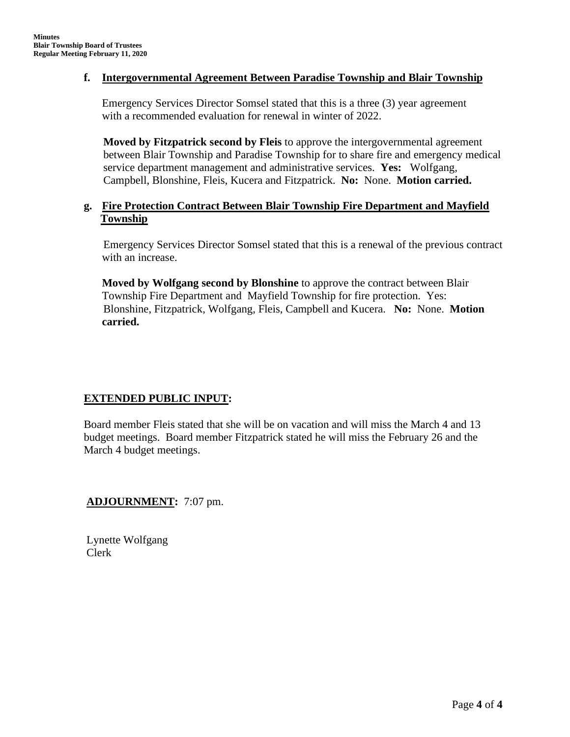**f. Intergovernmental Agreement Between Paradise Township and Blair Township**

Emergency Services Director Somsel stated that this is a three (3) year agreement with a recommended evaluation for renewal in winter of 2022.

**Moved by Fitzpatrick second by Fleis** to approve the intergovernmental agreement between Blair Township and Paradise Township for to share fire and emergency medical service department management and administrative services. **Yes:** Wolfgang, Campbell, Blonshine, Fleis, Kucera and Fitzpatrick. **No:** None. **Motion carried.**

**g. Fire Protection Contract Between Blair Township Fire Department and Mayfield Township**

Emergency Services Director Somsel stated that this is a renewal of the previous contract with an increase.

**Moved by Wolfgang second by Blonshine** to approve the contract between Blair Township Fire Department and Mayfield Township for fire protection. Yes: Blonshine, Fitzpatrick, Wolfgang, Fleis, Campbell and Kucera. **No:** None. **Motion carried.**

**EXTENDED PUBLIC INPUT:**

Board member Fleis stated that she will be on vacation and will miss the March 4 and 13 budget meetings. Board member Fitzpatrick stated he will miss the February 26 and the March 4 budget meetings.

**ADJOURNMENT:** 7:07 pm.

Lynette Wolfgang
Clerk